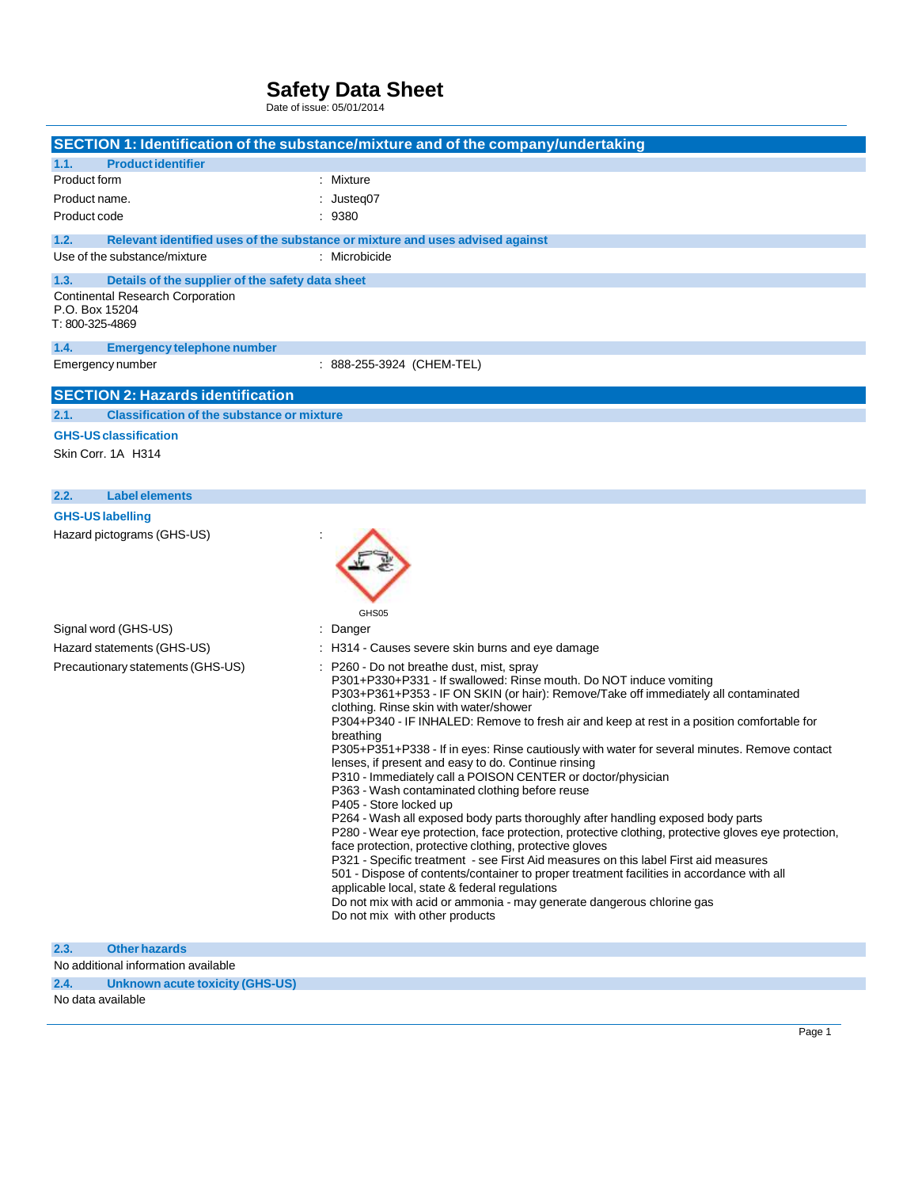# Safety Data Sheet

Date of issue: 05/01/2014

## SECTION 1: Identification of the substance/mixture and of the company/undertaking

### 1.1. Product identifier

| | |
|---|---|
| Product form | : Mixture |
| Product name. | : Justeq07 |
| Product code | : 9380 |

### 1.2. Relevant identified uses of the substance or mixture and uses advised against

| | |
|---|---|
| Use of the substance/mixture | : Microbicide |

### 1.3. Details of the supplier of the safety data sheet

Continental Research Corporation
P.O. Box 15204
T: 800-325-4869

### 1.4. Emergency telephone number

| | |
|---|---|
| Emergency number | : 888-255-3924 (CHEM-TEL) |

## SECTION 2: Hazards identification

### 2.1. Classification of the substance or mixture

**GHS-US classification**

Skin Corr. 1A H314

### 2.2. Label elements

**GHS-US labelling**

Hazard pictograms (GHS-US) :

GHS05

Signal word (GHS-US) : Danger

Hazard statements (GHS-US) : H314 - Causes severe skin burns and eye damage

Precautionary statements (GHS-US) :
P260 - Do not breathe dust, mist, spray
P301+P330+P331 - If swallowed: Rinse mouth. Do NOT induce vomiting
P303+P361+P353 - IF ON SKIN (or hair): Remove/Take off immediately all contaminated clothing. Rinse skin with water/shower
P304+P340 - IF INHALED: Remove to fresh air and keep at rest in a position comfortable for breathing
P305+P351+P338 - If in eyes: Rinse cautiously with water for several minutes. Remove contact lenses, if present and easy to do. Continue rinsing
P310 - Immediately call a POISON CENTER or doctor/physician
P363 - Wash contaminated clothing before reuse
P405 - Store locked up
P264 - Wash all exposed body parts thoroughly after handling exposed body parts
P280 - Wear eye protection, face protection, protective clothing, protective gloves eye protection, face protection, protective clothing, protective gloves
P321 - Specific treatment - see First Aid measures on this label First aid measures
501 - Dispose of contents/container to proper treatment facilities in accordance with all applicable local, state & federal regulations
Do not mix with acid or ammonia - may generate dangerous chlorine gas
Do not mix with other products

### 2.3. Other hazards

No additional information available

### 2.4. Unknown acute toxicity (GHS-US)

No data available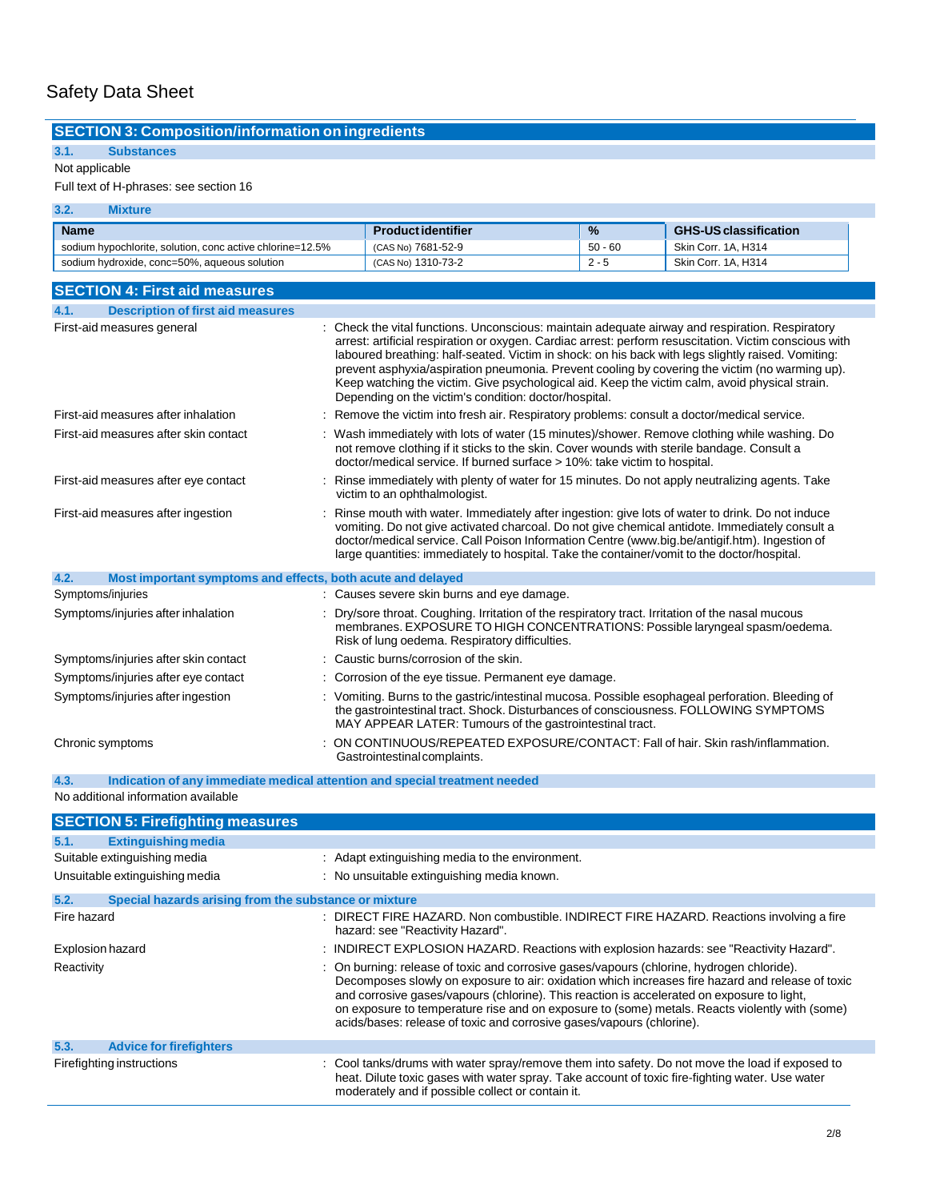Safety Data Sheet

## SECTION 3: Composition/information on ingredients

### 3.1. Substances

Not applicable

Full text of H-phrases: see section 16

### 3.2. Mixture

| Name | Product identifier | % | GHS-US classification |
|---|---|---|---|
| sodium hypochlorite, solution, conc active chlorine=12.5% | (CAS No) 7681-52-9 | 50 - 60 | Skin Corr. 1A, H314 |
| sodium hydroxide, conc=50%, aqueous solution | (CAS No) 1310-73-2 | 2 - 5 | Skin Corr. 1A, H314 |

## SECTION 4: First aid measures

### 4.1. Description of first aid measures

First-aid measures general : Check the vital functions. Unconscious: maintain adequate airway and respiration. Respiratory arrest: artificial respiration or oxygen. Cardiac arrest: perform resuscitation. Victim conscious with laboured breathing: half-seated. Victim in shock: on his back with legs slightly raised. Vomiting: prevent asphyxia/aspiration pneumonia. Prevent cooling by covering the victim (no warming up). Keep watching the victim. Give psychological aid. Keep the victim calm, avoid physical strain. Depending on the victim's condition: doctor/hospital.

First-aid measures after inhalation : Remove the victim into fresh air. Respiratory problems: consult a doctor/medical service.

First-aid measures after skin contact : Wash immediately with lots of water (15 minutes)/shower. Remove clothing while washing. Do not remove clothing if it sticks to the skin. Cover wounds with sterile bandage. Consult a doctor/medical service. If burned surface > 10%: take victim to hospital.

First-aid measures after eye contact : Rinse immediately with plenty of water for 15 minutes. Do not apply neutralizing agents. Take victim to an ophthalmologist.

First-aid measures after ingestion : Rinse mouth with water. Immediately after ingestion: give lots of water to drink. Do not induce vomiting. Do not give activated charcoal. Do not give chemical antidote. Immediately consult a doctor/medical service. Call Poison Information Centre (www.big.be/antigif.htm). Ingestion of large quantities: immediately to hospital. Take the container/vomit to the doctor/hospital.

### 4.2. Most important symptoms and effects, both acute and delayed

Symptoms/injuries : Causes severe skin burns and eye damage.

Symptoms/injuries after inhalation : Dry/sore throat. Coughing. Irritation of the respiratory tract. Irritation of the nasal mucous membranes. EXPOSURE TO HIGH CONCENTRATIONS: Possible laryngeal spasm/oedema. Risk of lung oedema. Respiratory difficulties.

Symptoms/injuries after skin contact : Caustic burns/corrosion of the skin.

Symptoms/injuries after eye contact : Corrosion of the eye tissue. Permanent eye damage.

Symptoms/injuries after ingestion : Vomiting. Burns to the gastric/intestinal mucosa. Possible esophageal perforation. Bleeding of the gastrointestinal tract. Shock. Disturbances of consciousness. FOLLOWING SYMPTOMS MAY APPEAR LATER: Tumours of the gastrointestinal tract.

Chronic symptoms : ON CONTINUOUS/REPEATED EXPOSURE/CONTACT: Fall of hair. Skin rash/inflammation. Gastrointestinal complaints.

### 4.3. Indication of any immediate medical attention and special treatment needed

No additional information available

## SECTION 5: Firefighting measures

### 5.1. Extinguishing media

Suitable extinguishing media : Adapt extinguishing media to the environment.

Unsuitable extinguishing media : No unsuitable extinguishing media known.

### 5.2. Special hazards arising from the substance or mixture

Fire hazard : DIRECT FIRE HAZARD. Non combustible. INDIRECT FIRE HAZARD. Reactions involving a fire hazard: see "Reactivity Hazard".

Explosion hazard : INDIRECT EXPLOSION HAZARD. Reactions with explosion hazards: see "Reactivity Hazard".

Reactivity : On burning: release of toxic and corrosive gases/vapours (chlorine, hydrogen chloride). Decomposes slowly on exposure to air: oxidation which increases fire hazard and release of toxic and corrosive gases/vapours (chlorine). This reaction is accelerated on exposure to light, on exposure to temperature rise and on exposure to (some) metals. Reacts violently with (some) acids/bases: release of toxic and corrosive gases/vapours (chlorine).

### 5.3. Advice for firefighters

Firefighting instructions : Cool tanks/drums with water spray/remove them into safety. Do not move the load if exposed to heat. Dilute toxic gases with water spray. Take account of toxic fire-fighting water. Use water moderately and if possible collect or contain it.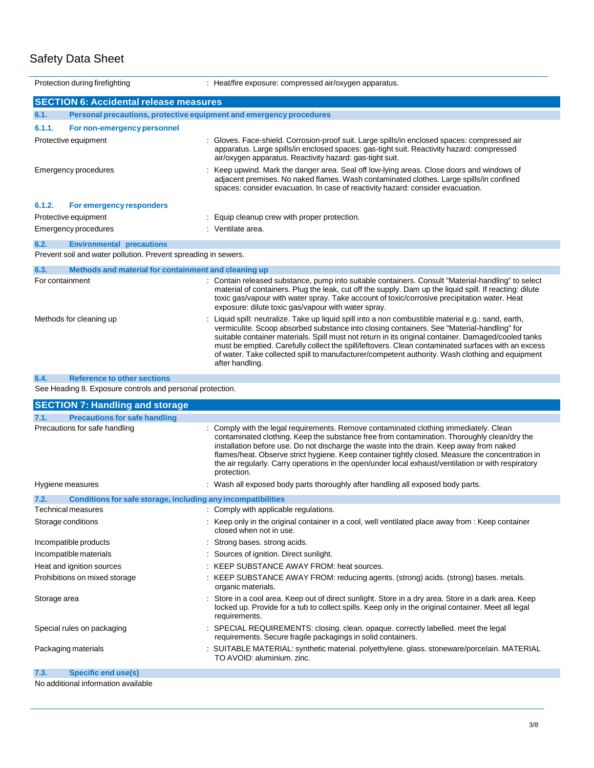| | |
|---|---|
| Protection during firefighting | : Heat/fire exposure: compressed air/oxygen apparatus. |

## SECTION 6: Accidental release measures

### 6.1. Personal precautions, protective equipment and emergency procedures

#### 6.1.1. For non-emergency personnel

| | |
|---|---|
| Protective equipment | : Gloves. Face-shield. Corrosion-proof suit. Large spills/in enclosed spaces: compressed air apparatus. Large spills/in enclosed spaces: gas-tight suit. Reactivity hazard: compressed air/oxygen apparatus. Reactivity hazard: gas-tight suit. |
| Emergency procedures | : Keep upwind. Mark the danger area. Seal off low-lying areas. Close doors and windows of adjacent premises. No naked flames. Wash contaminated clothes. Large spills/in confined spaces: consider evacuation. In case of reactivity hazard: consider evacuation. |

#### 6.1.2. For emergency responders

| | |
|---|---|
| Protective equipment | : Equip cleanup crew with proper protection. |
| Emergency procedures | : Ventilate area. |

### 6.2. Environmental precautions

Prevent soil and water pollution. Prevent spreading in sewers.

### 6.3. Methods and material for containment and cleaning up

| | |
|---|---|
| For containment | : Contain released substance, pump into suitable containers. Consult "Material-handling" to select material of containers. Plug the leak, cut off the supply. Dam up the liquid spill. If reacting: dilute toxic gas/vapour with water spray. Take account of toxic/corrosive precipitation water. Heat exposure: dilute toxic gas/vapour with water spray. |
| Methods for cleaning up | : Liquid spill: neutralize. Take up liquid spill into a non combustible material e.g.: sand, earth, vermiculite. Scoop absorbed substance into closing containers. See "Material-handling" for suitable container materials. Spill must not return in its original container. Damaged/cooled tanks must be emptied. Carefully collect the spill/leftovers. Clean contaminated surfaces with an excess of water. Take collected spill to manufacturer/competent authority. Wash clothing and equipment after handling. |

### 6.4. Reference to other sections

See Heading 8. Exposure controls and personal protection.

## SECTION 7: Handling and storage

### 7.1. Precautions for safe handling

| | |
|---|---|
| Precautions for safe handling | : Comply with the legal requirements. Remove contaminated clothing immediately. Clean contaminated clothing. Keep the substance free from contamination. Thoroughly clean/dry the installation before use. Do not discharge the waste into the drain. Keep away from naked flames/heat. Observe strict hygiene. Keep container tightly closed. Measure the concentration in the air regularly. Carry operations in the open/under local exhaust/ventilation or with respiratory protection. |
| Hygiene measures | : Wash all exposed body parts thoroughly after handling all exposed body parts. |

### 7.2. Conditions for safe storage, including any incompatibilities

| | |
|---|---|
| Technical measures | : Comply with applicable regulations. |
| Storage conditions | : Keep only in the original container in a cool, well ventilated place away from : Keep container closed when not in use. |
| Incompatible products | : Strong bases. strong acids. |
| Incompatible materials | : Sources of ignition. Direct sunlight. |
| Heat and ignition sources | : KEEP SUBSTANCE AWAY FROM: heat sources. |
| Prohibitions on mixed storage | : KEEP SUBSTANCE AWAY FROM: reducing agents. (strong) acids. (strong) bases. metals. organic materials. |
| Storage area | : Store in a cool area. Keep out of direct sunlight. Store in a dry area. Store in a dark area. Keep locked up. Provide for a tub to collect spills. Keep only in the original container. Meet all legal requirements. |
| Special rules on packaging | : SPECIAL REQUIREMENTS: closing. clean. opaque. correctly labelled. meet the legal requirements. Secure fragile packagings in solid containers. |
| Packaging materials | : SUITABLE MATERIAL: synthetic material. polyethylene. glass. stoneware/porcelain. MATERIAL TO AVOID: aluminium. zinc. |

### 7.3. Specific end use(s)

No additional information available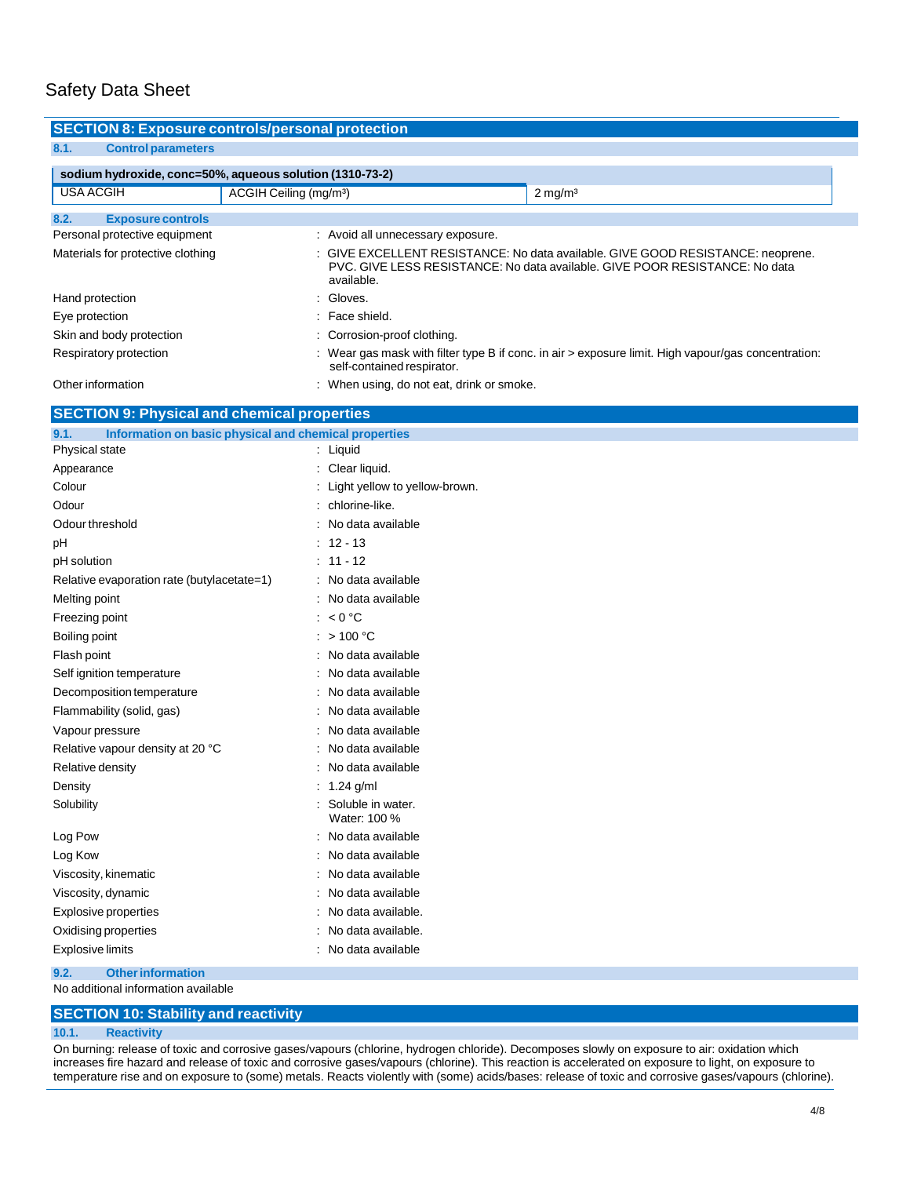## SECTION 8: Exposure controls/personal protection

### 8.1. Control parameters

| sodium hydroxide, conc=50%, aqueous solution (1310-73-2) | | |
|---|---|---|
| USA ACGIH | ACGIH Ceiling (mg/m³) | 2 mg/m³ |

### 8.2. Exposure controls

| | |
|---|---|
| Personal protective equipment | : Avoid all unnecessary exposure. |
| Materials for protective clothing | : GIVE EXCELLENT RESISTANCE: No data available. GIVE GOOD RESISTANCE: neoprene. PVC. GIVE LESS RESISTANCE: No data available. GIVE POOR RESISTANCE: No data available. |
| Hand protection | : Gloves. |
| Eye protection | : Face shield. |
| Skin and body protection | : Corrosion-proof clothing. |
| Respiratory protection | : Wear gas mask with filter type B if conc. in air > exposure limit. High vapour/gas concentration: self-contained respirator. |
| Other information | : When using, do not eat, drink or smoke. |

## SECTION 9: Physical and chemical properties

### 9.1. Information on basic physical and chemical properties

| | |
|---|---|
| Physical state | : Liquid |
| Appearance | : Clear liquid. |
| Colour | : Light yellow to yellow-brown. |
| Odour | : chlorine-like. |
| Odour threshold | : No data available |
| pH | : 12 - 13 |
| pH solution | : 11 - 12 |
| Relative evaporation rate (butylacetate=1) | : No data available |
| Melting point | : No data available |
| Freezing point | : < 0 °C |
| Boiling point | : > 100 °C |
| Flash point | : No data available |
| Self ignition temperature | : No data available |
| Decomposition temperature | : No data available |
| Flammability (solid, gas) | : No data available |
| Vapour pressure | : No data available |
| Relative vapour density at 20 °C | : No data available |
| Relative density | : No data available |
| Density | : 1.24 g/ml |
| Solubility | : Soluble in water. Water: 100 % |
| Log Pow | : No data available |
| Log Kow | : No data available |
| Viscosity, kinematic | : No data available |
| Viscosity, dynamic | : No data available |
| Explosive properties | : No data available. |
| Oxidising properties | : No data available. |
| Explosive limits | : No data available |

### 9.2. Other information

No additional information available

## SECTION 10: Stability and reactivity

### 10.1. Reactivity

On burning: release of toxic and corrosive gases/vapours (chlorine, hydrogen chloride). Decomposes slowly on exposure to air: oxidation which increases fire hazard and release of toxic and corrosive gases/vapours (chlorine). This reaction is accelerated on exposure to light, on exposure to temperature rise and on exposure to (some) metals. Reacts violently with (some) acids/bases: release of toxic and corrosive gases/vapours (chlorine).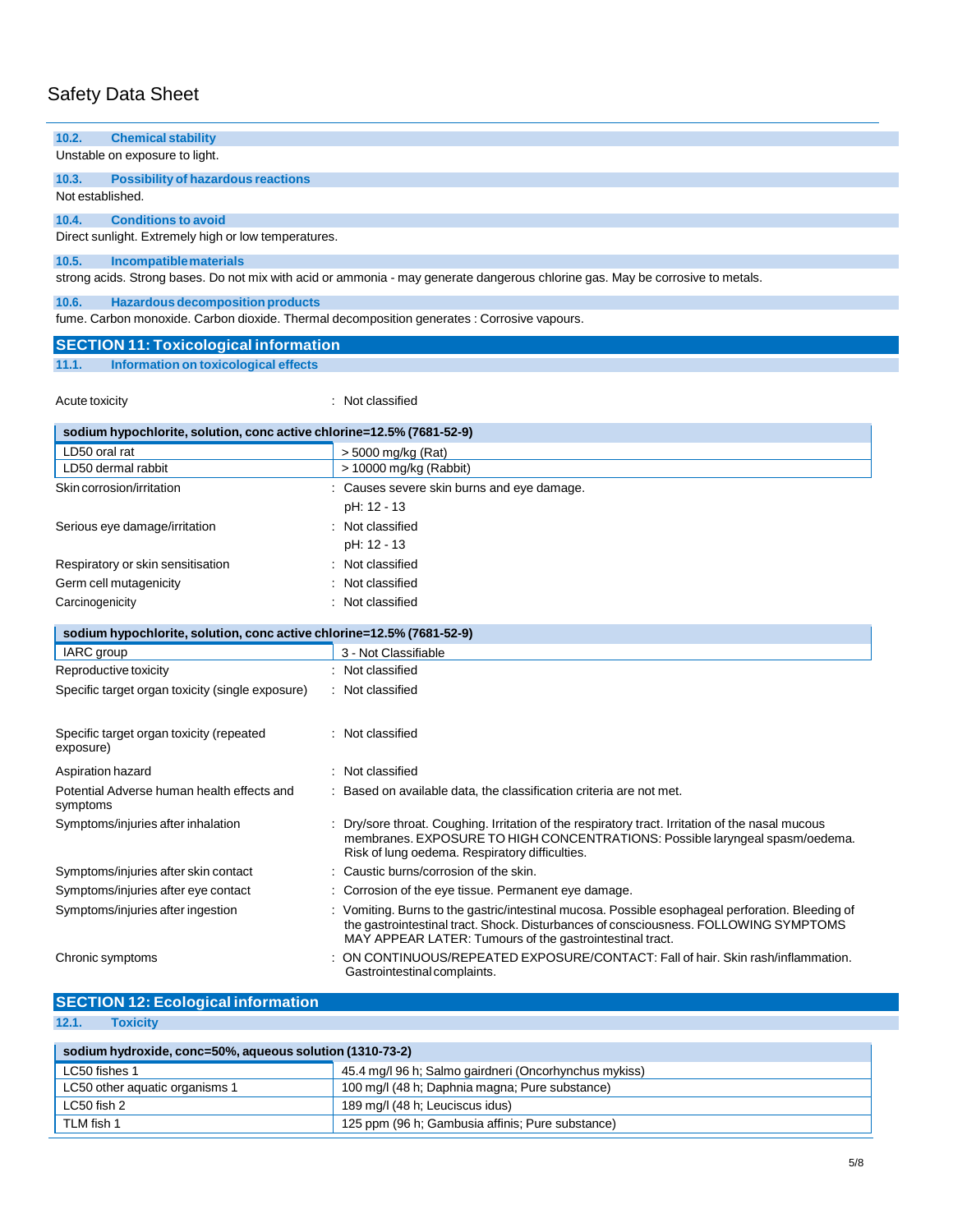### 10.2. Chemical stability

Unstable on exposure to light.

### 10.3. Possibility of hazardous reactions

Not established.

### 10.4. Conditions to avoid

Direct sunlight. Extremely high or low temperatures.

### 10.5. Incompatible materials

strong acids. Strong bases. Do not mix with acid or ammonia - may generate dangerous chlorine gas. May be corrosive to metals.

### 10.6. Hazardous decomposition products

fume. Carbon monoxide. Carbon dioxide. Thermal decomposition generates : Corrosive vapours.

## SECTION 11: Toxicological information

### 11.1. Information on toxicological effects

Acute toxicity : Not classified

| sodium hypochlorite, solution, conc active chlorine=12.5% (7681-52-9) | |
|---|---|
| LD50 oral rat | > 5000 mg/kg (Rat) |
| LD50 dermal rabbit | > 10000 mg/kg (Rabbit) |

Skin corrosion/irritation : Causes severe skin burns and eye damage.

pH: 12 - 13

Serious eye damage/irritation : Not classified

pH: 12 - 13

Respiratory or skin sensitisation : Not classified

Germ cell mutagenicity : Not classified

Carcinogenicity : Not classified

| sodium hypochlorite, solution, conc active chlorine=12.5% (7681-52-9) | |
|---|---|
| IARC group | 3 - Not Classifiable |

Reproductive toxicity : Not classified

Specific target organ toxicity (single exposure) : Not classified

Specific target organ toxicity (repeated exposure) : Not classified

Aspiration hazard : Not classified

Potential Adverse human health effects and symptoms : Based on available data, the classification criteria are not met.

Symptoms/injuries after inhalation : Dry/sore throat. Coughing. Irritation of the respiratory tract. Irritation of the nasal mucous membranes. EXPOSURE TO HIGH CONCENTRATIONS: Possible laryngeal spasm/oedema. Risk of lung oedema. Respiratory difficulties.

Symptoms/injuries after skin contact : Caustic burns/corrosion of the skin.

Symptoms/injuries after eye contact : Corrosion of the eye tissue. Permanent eye damage.

Symptoms/injuries after ingestion : Vomiting. Burns to the gastric/intestinal mucosa. Possible esophageal perforation. Bleeding of the gastrointestinal tract. Shock. Disturbances of consciousness. FOLLOWING SYMPTOMS MAY APPEAR LATER: Tumours of the gastrointestinal tract.

Chronic symptoms : ON CONTINUOUS/REPEATED EXPOSURE/CONTACT: Fall of hair. Skin rash/inflammation. Gastrointestinal complaints.

## SECTION 12: Ecological information

### 12.1. Toxicity

| sodium hydroxide, conc=50%, aqueous solution (1310-73-2) | |
|---|---|
| LC50 fishes 1 | 45.4 mg/l 96 h; Salmo gairdneri (Oncorhynchus mykiss) |
| LC50 other aquatic organisms 1 | 100 mg/l (48 h; Daphnia magna; Pure substance) |
| LC50 fish 2 | 189 mg/l (48 h; Leuciscus idus) |
| TLM fish 1 | 125 ppm (96 h; Gambusia affinis; Pure substance) |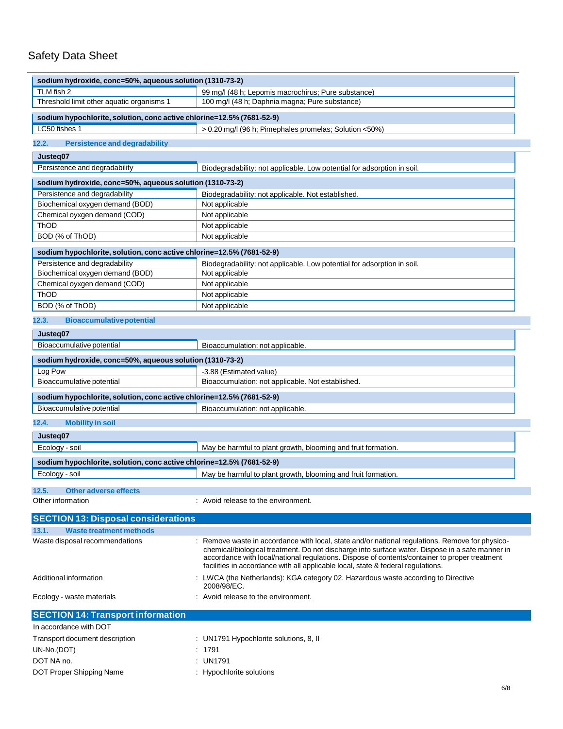| sodium hydroxide, conc=50%, aqueous solution (1310-73-2) | |
|---|---|
| TLM fish 2 | 99 mg/l (48 h; Lepomis macrochirus; Pure substance) |
| Threshold limit other aquatic organisms 1 | 100 mg/l (48 h; Daphnia magna; Pure substance) |

| sodium hypochlorite, solution, conc active chlorine=12.5% (7681-52-9) | |
|---|---|
| LC50 fishes 1 | > 0.20 mg/l (96 h; Pimephales promelas; Solution <50%) |

### 12.2. Persistence and degradability

| Justeq07 | |
|---|---|
| Persistence and degradability | Biodegradability: not applicable. Low potential for adsorption in soil. |

| sodium hydroxide, conc=50%, aqueous solution (1310-73-2) | |
|---|---|
| Persistence and degradability | Biodegradability: not applicable. Not established. |
| Biochemical oxygen demand (BOD) | Not applicable |
| Chemical oyxgen demand (COD) | Not applicable |
| ThOD | Not applicable |
| BOD (% of ThOD) | Not applicable |

| sodium hypochlorite, solution, conc active chlorine=12.5% (7681-52-9) | |
|---|---|
| Persistence and degradability | Biodegradability: not applicable. Low potential for adsorption in soil. |
| Biochemical oxygen demand (BOD) | Not applicable |
| Chemical oyxgen demand (COD) | Not applicable |
| ThOD | Not applicable |
| BOD (% of ThOD) | Not applicable |

### 12.3. Bioaccumulative potential

| Justeq07 | |
|---|---|
| Bioaccumulative potential | Bioaccumulation: not applicable. |

| sodium hydroxide, conc=50%, aqueous solution (1310-73-2) | |
|---|---|
| Log Pow | -3.88 (Estimated value) |
| Bioaccumulative potential | Bioaccumulation: not applicable. Not established. |

| sodium hypochlorite, solution, conc active chlorine=12.5% (7681-52-9) | |
|---|---|
| Bioaccumulative potential | Bioaccumulation: not applicable. |

### 12.4. Mobility in soil

| Justeq07 | |
|---|---|
| Ecology - soil | May be harmful to plant growth, blooming and fruit formation. |

| sodium hypochlorite, solution, conc active chlorine=12.5% (7681-52-9) | |
|---|---|
| Ecology - soil | May be harmful to plant growth, blooming and fruit formation. |

### 12.5. Other adverse effects

Other information : Avoid release to the environment.

## SECTION 13: Disposal considerations

### 13.1. Waste treatment methods

Waste disposal recommendations : Remove waste in accordance with local, state and/or national regulations. Remove for physico-chemical/biological treatment. Do not discharge into surface water. Dispose in a safe manner in accordance with local/national regulations. Dispose of contents/container to proper treatment facilities in accordance with all applicable local, state & federal regulations.

Additional information : LWCA (the Netherlands): KGA category 02. Hazardous waste according to Directive 2008/98/EC.

Ecology - waste materials : Avoid release to the environment.

## SECTION 14: Transport information

In accordance with DOT

Transport document description : UN1791 Hypochlorite solutions, 8, II

UN-No.(DOT) : 1791

DOT NA no. : UN1791

DOT Proper Shipping Name : Hypochlorite solutions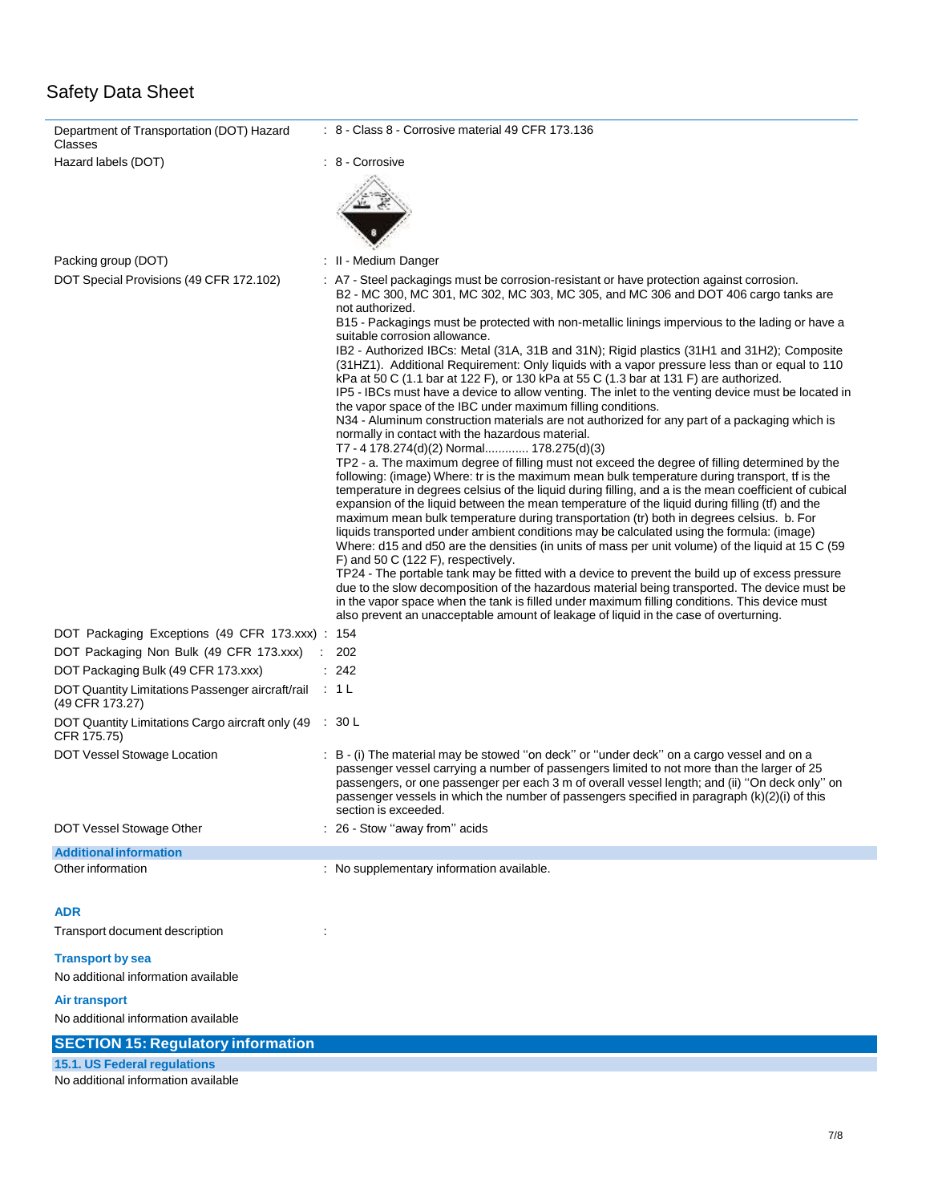| | |
|---|---|
| Department of Transportation (DOT) Hazard Classes | : 8 - Class 8 - Corrosive material 49 CFR 173.136 |
| Hazard labels (DOT) | : 8 - Corrosive |
| Packing group (DOT) | : II - Medium Danger |
| DOT Special Provisions (49 CFR 172.102) | : A7 - Steel packagings must be corrosion-resistant or have protection against corrosion.<br>B2 - MC 300, MC 301, MC 302, MC 303, MC 305, and MC 306 and DOT 406 cargo tanks are not authorized.<br>B15 - Packagings must be protected with non-metallic linings impervious to the lading or have a suitable corrosion allowance.<br>IB2 - Authorized IBCs: Metal (31A, 31B and 31N); Rigid plastics (31H1 and 31H2); Composite (31HZ1). Additional Requirement: Only liquids with a vapor pressure less than or equal to 110 kPa at 50 C (1.1 bar at 122 F), or 130 kPa at 55 C (1.3 bar at 131 F) are authorized.<br>IP5 - IBCs must have a device to allow venting. The inlet to the venting device must be located in the vapor space of the IBC under maximum filling conditions.<br>N34 - Aluminum construction materials are not authorized for any part of a packaging which is normally in contact with the hazardous material.<br>T7 - 4 178.274(d)(2) Normal............. 178.275(d)(3)<br>TP2 - a. The maximum degree of filling must not exceed the degree of filling determined by the following: (image) Where: tr is the maximum mean bulk temperature during transport, tf is the temperature in degrees celsius of the liquid during filling, and a is the mean coefficient of cubical expansion of the liquid between the mean temperature of the liquid during filling (tf) and the maximum mean bulk temperature during transportation (tr) both in degrees celsius. b. For liquids transported under ambient conditions may be calculated using the formula: (image) Where: d15 and d50 are the densities (in units of mass per unit volume) of the liquid at 15 C (59 F) and 50 C (122 F), respectively.<br>TP24 - The portable tank may be fitted with a device to prevent the build up of excess pressure due to the slow decomposition of the hazardous material being transported. The device must be in the vapor space when the tank is filled under maximum filling conditions. This device must also prevent an unacceptable amount of leakage of liquid in the case of overturning. |
| DOT Packaging Exceptions (49 CFR 173.xxx) | : 154 |
| DOT Packaging Non Bulk (49 CFR 173.xxx) | : 202 |
| DOT Packaging Bulk (49 CFR 173.xxx) | : 242 |
| DOT Quantity Limitations Passenger aircraft/rail (49 CFR 173.27) | : 1 L |
| DOT Quantity Limitations Cargo aircraft only (49 CFR 175.75) | : 30 L |
| DOT Vessel Stowage Location | : B - (i) The material may be stowed "on deck" or "under deck" on a cargo vessel and on a passenger vessel carrying a number of passengers limited to not more than the larger of 25 passengers, or one passenger per each 3 m of overall vessel length; and (ii) "On deck only" on passenger vessels in which the number of passengers specified in paragraph (k)(2)(i) of this section is exceeded. |
| DOT Vessel Stowage Other | : 26 - Stow "away from" acids |

**Additional information**

Other information : No supplementary information available.

**ADR**

Transport document description :

**Transport by sea**

No additional information available

**Air transport**

No additional information available

## SECTION 15: Regulatory information

### 15.1. US Federal regulations

No additional information available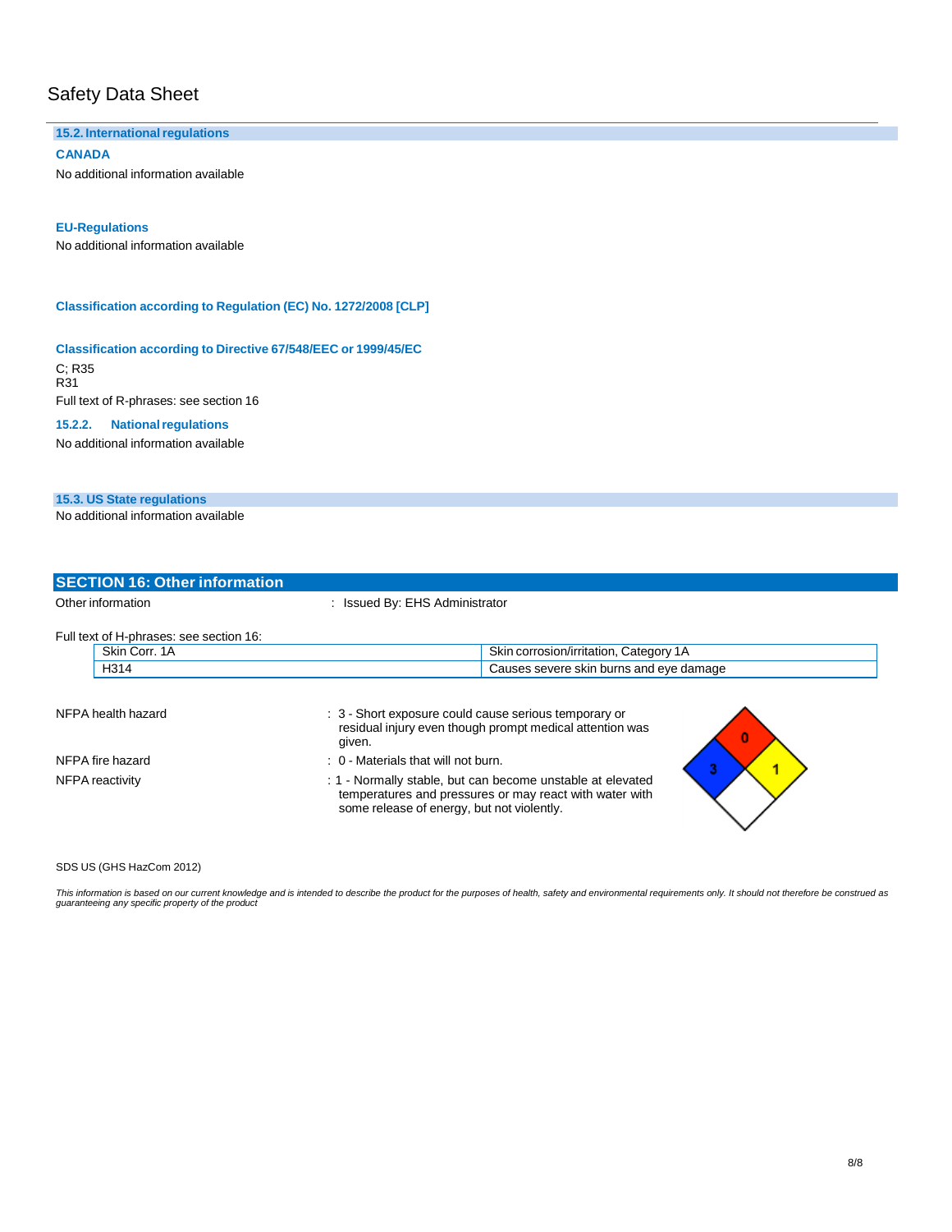### 15.2. International regulations

**CANADA**

No additional information available

**EU-Regulations**

No additional information available

**Classification according to Regulation (EC) No. 1272/2008 [CLP]**

**Classification according to Directive 67/548/EEC or 1999/45/EC**

C; R35
R31

Full text of R-phrases: see section 16

#### 15.2.2. National regulations

No additional information available

### 15.3. US State regulations

No additional information available

## SECTION 16: Other information

Other information : Issued By: EHS Administrator

Full text of H-phrases: see section 16:

| | |
|---|---|
| Skin Corr. 1A | Skin corrosion/irritation, Category 1A |
| H314 | Causes severe skin burns and eye damage |

NFPA health hazard : 3 - Short exposure could cause serious temporary or residual injury even though prompt medical attention was given.

NFPA fire hazard : 0 - Materials that will not burn.

NFPA reactivity : 1 - Normally stable, but can become unstable at elevated temperatures and pressures or may react with water with some release of energy, but not violently.

0
3
1

SDS US (GHS HazCom 2012)

*This information is based on our current knowledge and is intended to describe the product for the purposes of health, safety and environmental requirements only. It should not therefore be construed as guaranteeing any specific property of the product*